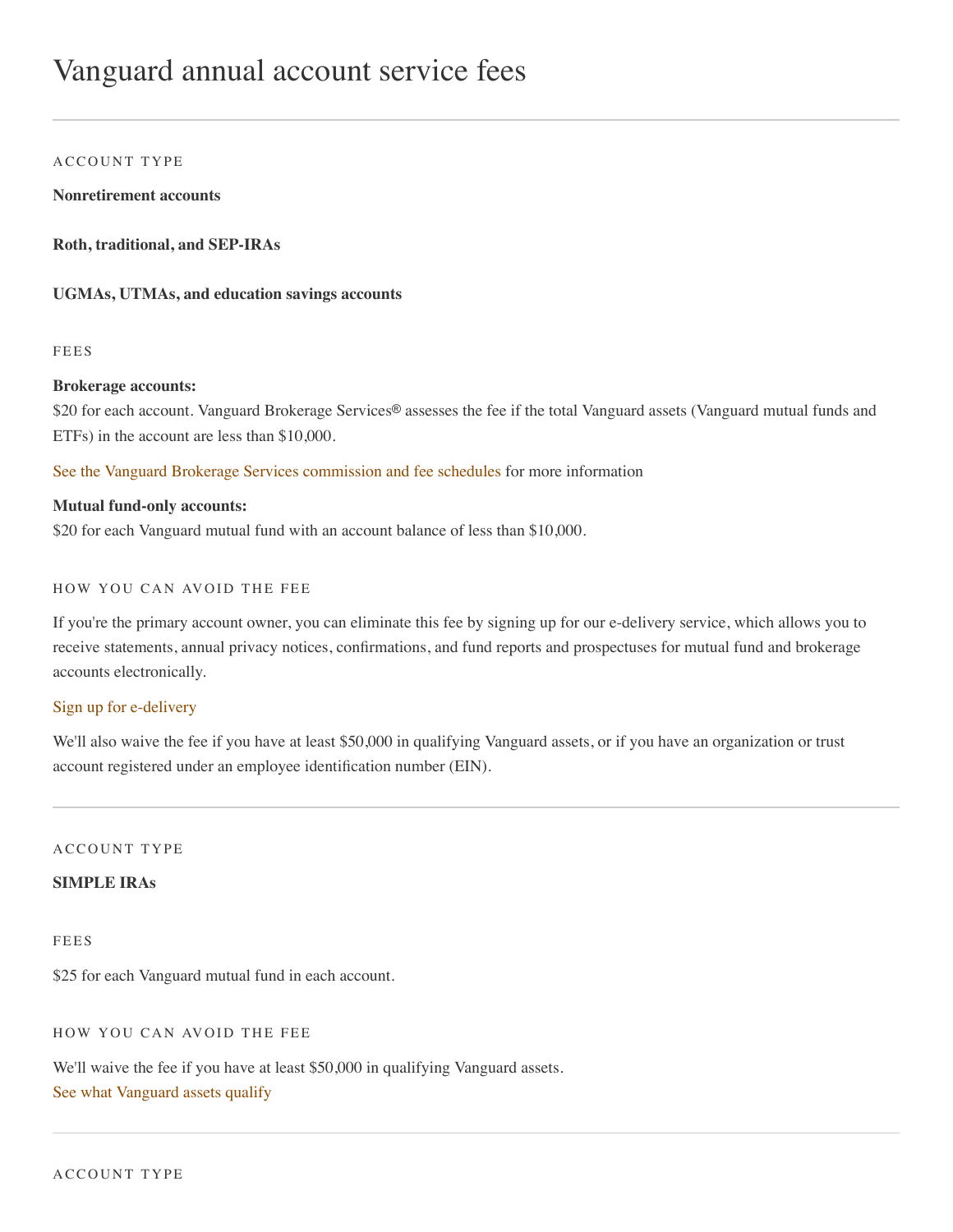# Vanguard annual account service fees

---

ACCOUNT TYPE

**Nonretirement accounts**

**Roth, traditional, and SEP-IRAs**

**UGMAs, UTMAs, and education savings accounts**

FEES

**Brokerage accounts:**
$20 for each account. Vanguard Brokerage Services® assesses the fee if the total Vanguard assets (Vanguard mutual funds and ETFs) in the account are less than $10,000.

See the Vanguard Brokerage Services commission and fee schedules for more information

**Mutual fund-only accounts:**
$20 for each Vanguard mutual fund with an account balance of less than $10,000.

HOW YOU CAN AVOID THE FEE

If you're the primary account owner, you can eliminate this fee by signing up for our e-delivery service, which allows you to receive statements, annual privacy notices, confirmations, and fund reports and prospectuses for mutual fund and brokerage accounts electronically.

Sign up for e-delivery

We'll also waive the fee if you have at least $50,000 in qualifying Vanguard assets, or if you have an organization or trust account registered under an employee identification number (EIN).

---

ACCOUNT TYPE

**SIMPLE IRAs**

FEES

$25 for each Vanguard mutual fund in each account.

HOW YOU CAN AVOID THE FEE

We'll waive the fee if you have at least $50,000 in qualifying Vanguard assets.
See what Vanguard assets qualify

---

ACCOUNT TYPE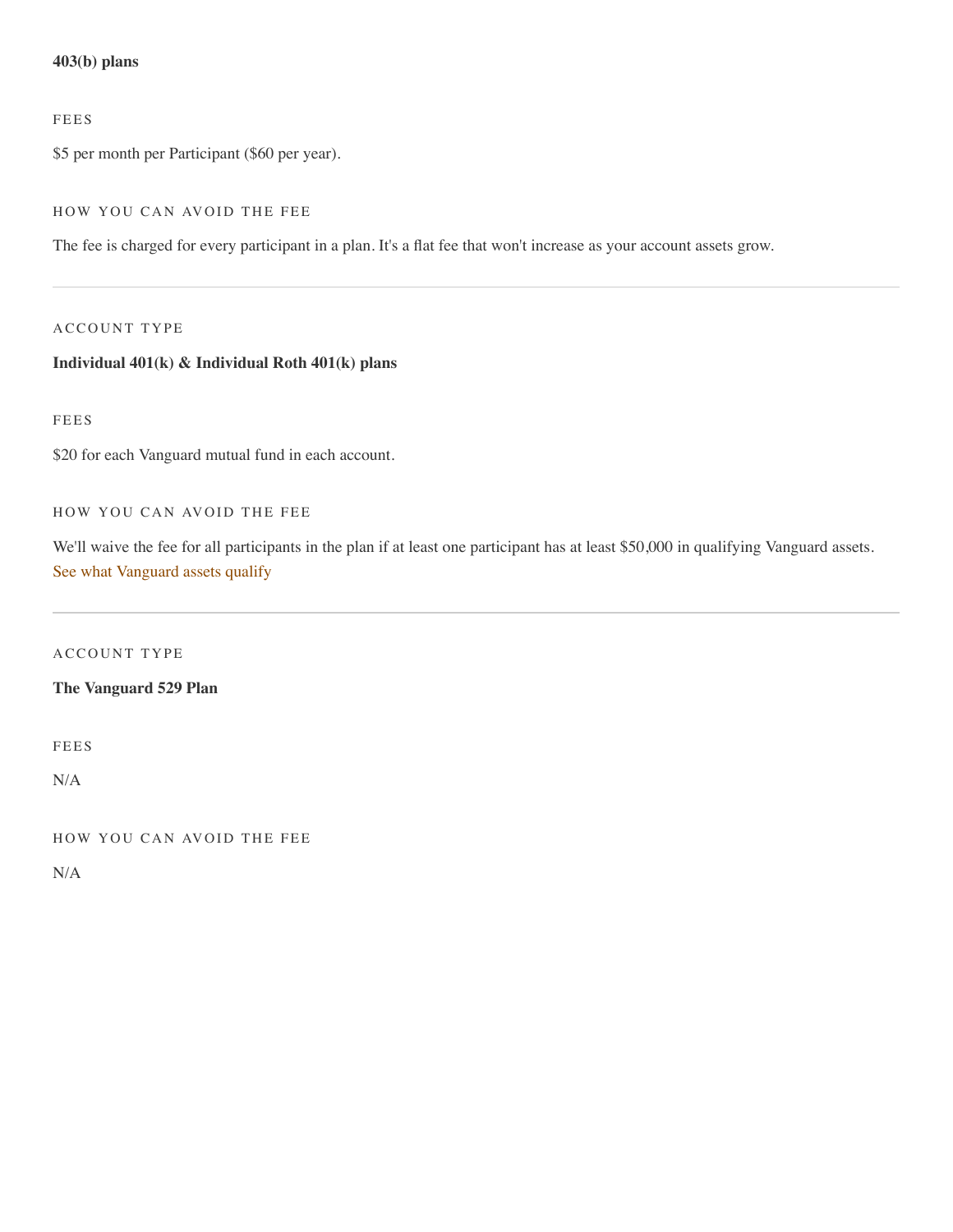**403(b) plans**

FEES

$5 per month per Participant ($60 per year).

HOW YOU CAN AVOID THE FEE

The fee is charged for every participant in a plan. It's a flat fee that won't increase as your account assets grow.

---

ACCOUNT TYPE

**Individual 401(k) & Individual Roth 401(k) plans**

FEES

$20 for each Vanguard mutual fund in each account.

HOW YOU CAN AVOID THE FEE

We'll waive the fee for all participants in the plan if at least one participant has at least $50,000 in qualifying Vanguard assets. See what Vanguard assets qualify

---

ACCOUNT TYPE

**The Vanguard 529 Plan**

FEES

N/A

HOW YOU CAN AVOID THE FEE

N/A